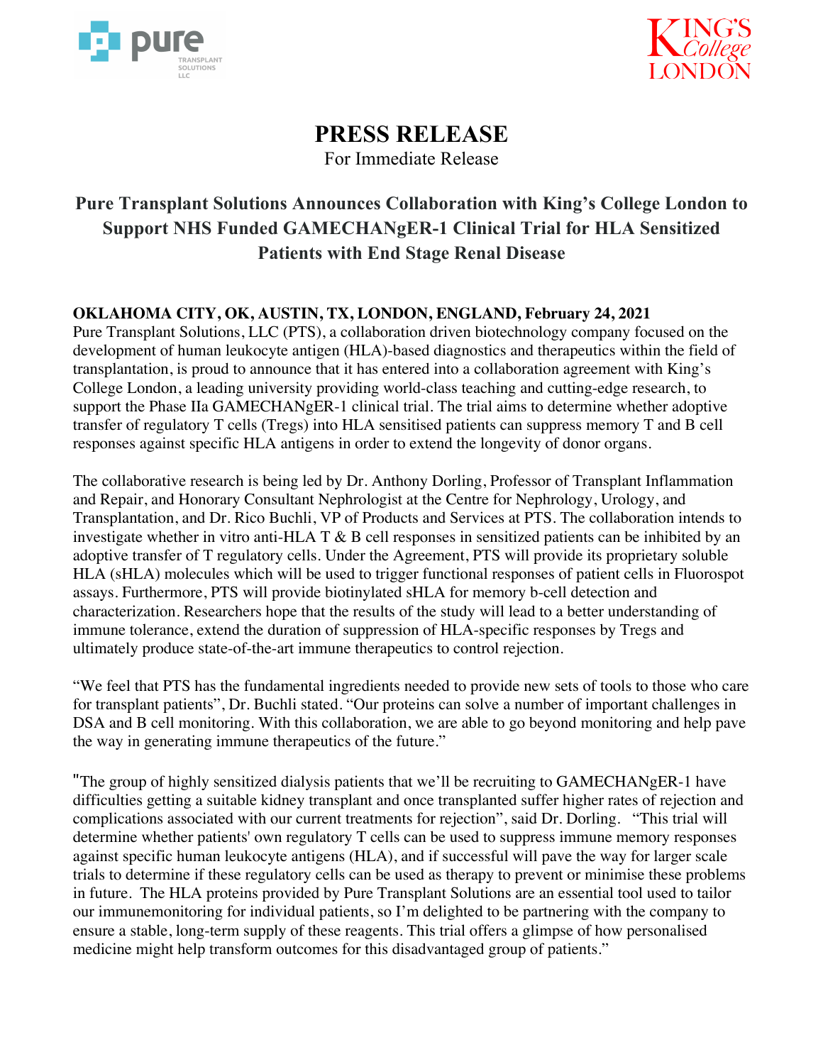# PRESS RELEASE

For Immediate Release

## Pure Transplant Solutions Announces Collaboration with King's College London to Support NHS Funded GAMECHANgER-1 Clinical Trial for HLA Sensitized Patients with End Stage Renal Disease

**OKLAHOMA CITY, OK, AUSTIN, TX, LONDON, ENGLAND, February 24, 2021**
Pure Transplant Solutions, LLC (PTS), a collaboration driven biotechnology company focused on the development of human leukocyte antigen (HLA)-based diagnostics and therapeutics within the field of transplantation, is proud to announce that it has entered into a collaboration agreement with King's College London, a leading university providing world-class teaching and cutting-edge research, to support the Phase IIa GAMECHANgER-1 clinical trial. The trial aims to determine whether adoptive transfer of regulatory T cells (Tregs) into HLA sensitised patients can suppress memory T and B cell responses against specific HLA antigens in order to extend the longevity of donor organs.

The collaborative research is being led by Dr. Anthony Dorling, Professor of Transplant Inflammation and Repair, and Honorary Consultant Nephrologist at the Centre for Nephrology, Urology, and Transplantation, and Dr. Rico Buchli, VP of Products and Services at PTS. The collaboration intends to investigate whether in vitro anti-HLA T & B cell responses in sensitized patients can be inhibited by an adoptive transfer of T regulatory cells. Under the Agreement, PTS will provide its proprietary soluble HLA (sHLA) molecules which will be used to trigger functional responses of patient cells in Fluorospot assays. Furthermore, PTS will provide biotinylated sHLA for memory b-cell detection and characterization. Researchers hope that the results of the study will lead to a better understanding of immune tolerance, extend the duration of suppression of HLA-specific responses by Tregs and ultimately produce state-of-the-art immune therapeutics to control rejection.

"We feel that PTS has the fundamental ingredients needed to provide new sets of tools to those who care for transplant patients", Dr. Buchli stated. "Our proteins can solve a number of important challenges in DSA and B cell monitoring. With this collaboration, we are able to go beyond monitoring and help pave the way in generating immune therapeutics of the future."

"The group of highly sensitized dialysis patients that we'll be recruiting to GAMECHANgER-1 have difficulties getting a suitable kidney transplant and once transplanted suffer higher rates of rejection and complications associated with our current treatments for rejection", said Dr. Dorling. "This trial will determine whether patients' own regulatory T cells can be used to suppress immune memory responses against specific human leukocyte antigens (HLA), and if successful will pave the way for larger scale trials to determine if these regulatory cells can be used as therapy to prevent or minimise these problems in future. The HLA proteins provided by Pure Transplant Solutions are an essential tool used to tailor our immunemonitoring for individual patients, so I'm delighted to be partnering with the company to ensure a stable, long-term supply of these reagents. This trial offers a glimpse of how personalised medicine might help transform outcomes for this disadvantaged group of patients."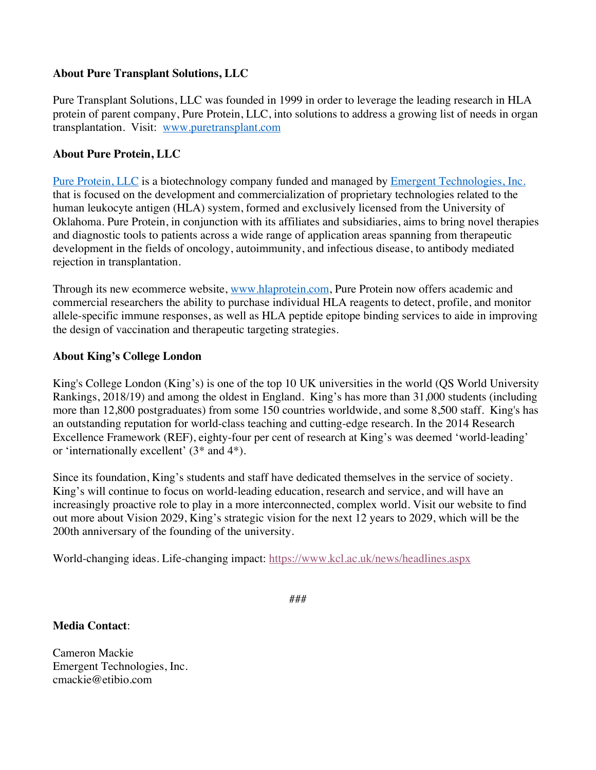**About Pure Transplant Solutions, LLC**

Pure Transplant Solutions, LLC was founded in 1999 in order to leverage the leading research in HLA protein of parent company, Pure Protein, LLC, into solutions to address a growing list of needs in organ transplantation. Visit: [www.puretransplant.com](http://www.puretransplant.com)

**About Pure Protein, LLC**

[Pure Protein, LLC](#) is a biotechnology company funded and managed by [Emergent Technologies, Inc.](#) that is focused on the development and commercialization of proprietary technologies related to the human leukocyte antigen (HLA) system, formed and exclusively licensed from the University of Oklahoma. Pure Protein, in conjunction with its affiliates and subsidiaries, aims to bring novel therapies and diagnostic tools to patients across a wide range of application areas spanning from therapeutic development in the fields of oncology, autoimmunity, and infectious disease, to antibody mediated rejection in transplantation.

Through its new ecommerce website, [www.hlaprotein.com](http://www.hlaprotein.com), Pure Protein now offers academic and commercial researchers the ability to purchase individual HLA reagents to detect, profile, and monitor allele-specific immune responses, as well as HLA peptide epitope binding services to aide in improving the design of vaccination and therapeutic targeting strategies.

**About King's College London**

King's College London (King's) is one of the top 10 UK universities in the world (QS World University Rankings, 2018/19) and among the oldest in England. King's has more than 31,000 students (including more than 12,800 postgraduates) from some 150 countries worldwide, and some 8,500 staff. King's has an outstanding reputation for world-class teaching and cutting-edge research. In the 2014 Research Excellence Framework (REF), eighty-four per cent of research at King's was deemed 'world-leading' or 'internationally excellent' (3* and 4*).

Since its foundation, King's students and staff have dedicated themselves in the service of society. King's will continue to focus on world-leading education, research and service, and will have an increasingly proactive role to play in a more interconnected, complex world. Visit our website to find out more about Vision 2029, King's strategic vision for the next 12 years to 2029, which will be the 200th anniversary of the founding of the university.

World-changing ideas. Life-changing impact: [https://www.kcl.ac.uk/news/headlines.aspx](https://www.kcl.ac.uk/news/headlines.aspx)

###

**Media Contact**:

Cameron Mackie
Emergent Technologies, Inc.
cmackie@etibio.com